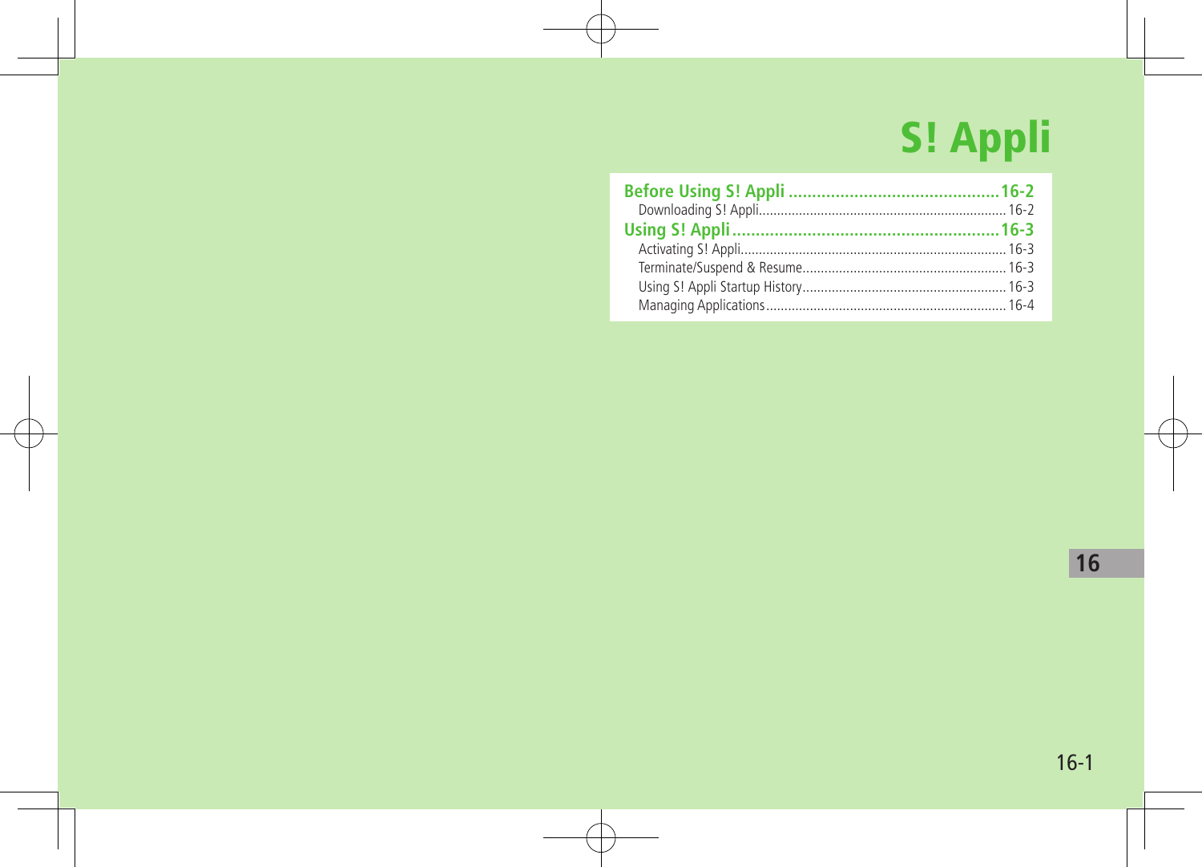# S! Appli

**Before Using S! Appli .......................................... 16-2**

- Downloading S! Appli .......................................... 16-2

**Using S! Appli .......................................... 16-3**

- Activating S! Appli .......................................... 16-3
- Terminate/Suspend & Resume .......................................... 16-3
- Using S! Appli Startup History .......................................... 16-3
- Managing Applications .......................................... 16-4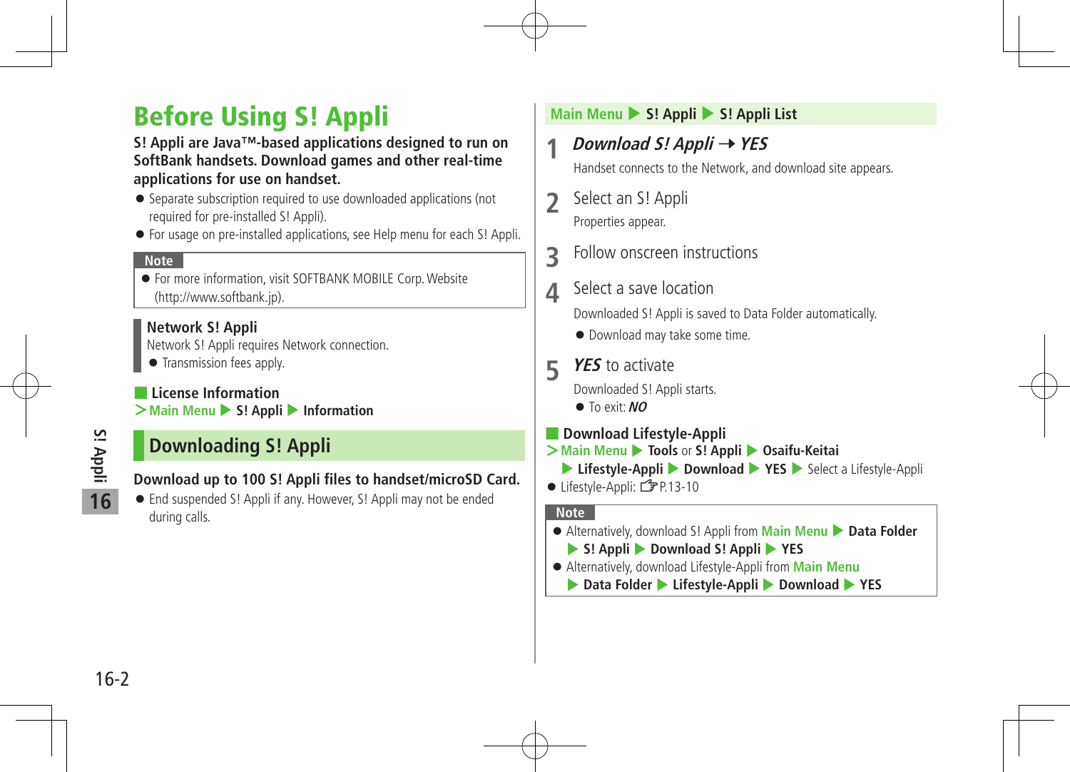# Before Using S! Appli

**S! Appli are Java™-based applications designed to run on SoftBank handsets. Download games and other real-time applications for use on handset.**

- Separate subscription required to use downloaded applications (not required for pre-installed S! Appli).
- For usage on pre-installed applications, see Help menu for each S! Appli.

**Note**

- For more information, visit SOFTBANK MOBILE Corp. Website (http://www.softbank.jp).

**Network S! Appli**

Network S! Appli requires Network connection.

- Transmission fees apply.

### License Information

>Main Menu ▶ **S! Appli** ▶ **Information**

## Downloading S! Appli

**Download up to 100 S! Appli files to handset/microSD Card.**

- End suspended S! Appli if any. However, S! Appli may not be ended during calls.

Main Menu ▶ **S! Appli** ▶ **S! Appli List**

1. ***Download S! Appli* → *YES***

   Handset connects to the Network, and download site appears.

2. Select an S! Appli

   Properties appear.

3. Follow onscreen instructions

4. Select a save location

   Downloaded S! Appli is saved to Data Folder automatically.

   - Download may take some time.

5. ***YES*** to activate

   Downloaded S! Appli starts.

   - To exit: ***NO***

### Download Lifestyle-Appli

>Main Menu ▶ **Tools** or **S! Appli** ▶ **Osaifu-Keitai** ▶ **Lifestyle-Appli** ▶ **Download** ▶ **YES** ▶ Select a Lifestyle-Appli

- Lifestyle-Appli: ☞P.13-10

**Note**

- Alternatively, download S! Appli from Main Menu ▶ **Data Folder** ▶ **S! Appli** ▶ **Download S! Appli** ▶ **YES**
- Alternatively, download Lifestyle-Appli from Main Menu ▶ **Data Folder** ▶ **Lifestyle-Appli** ▶ **Download** ▶ **YES**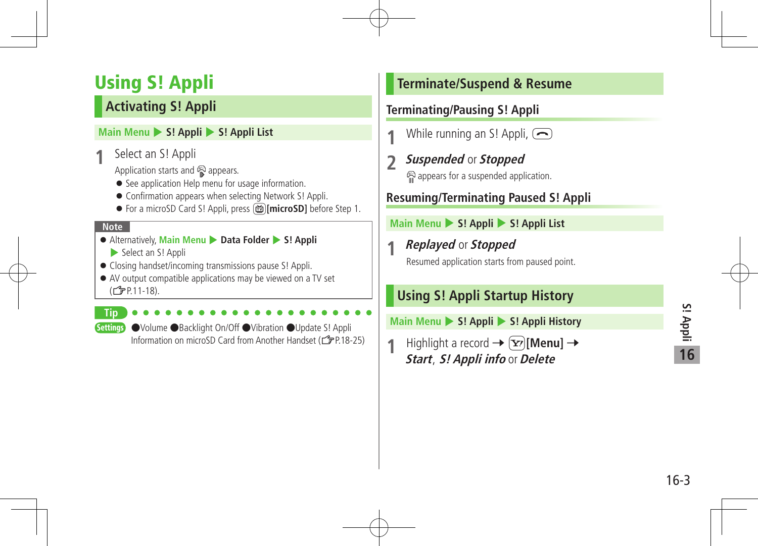# Using S! Appli

## Activating S! Appli

**Main Menu ▶ S! Appli ▶ S! Appli List**

**1** Select an S! Appli

Application starts and appears.

- See application Help menu for usage information.
- Confirmation appears when selecting Network S! Appli.
- For a microSD Card S! Appli, press **[microSD]** before Step 1.

**Note**

- Alternatively, **Main Menu ▶ Data Folder ▶ S! Appli ▶** Select an S! Appli
- Closing handset/incoming transmissions pause S! Appli.
- AV output compatible applications may be viewed on a TV set (☞P.11-18).

**Tip**

**Settings** ●Volume ●Backlight On/Off ●Vibration ●Update S! Appli Information on microSD Card from Another Handset (☞P.18-25)

## Terminate/Suspend & Resume

### Terminating/Pausing S! Appli

**1** While running an S! Appli,

**2** ***Suspended*** or ***Stopped***

appears for a suspended application.

### Resuming/Terminating Paused S! Appli

**Main Menu ▶ S! Appli ▶ S! Appli List**

**1** ***Replayed*** or ***Stopped***

Resumed application starts from paused point.

## Using S! Appli Startup History

**Main Menu ▶ S! Appli ▶ S! Appli History**

**1** Highlight a record → **[Menu]** → ***Start***, ***S! Appli info*** or ***Delete***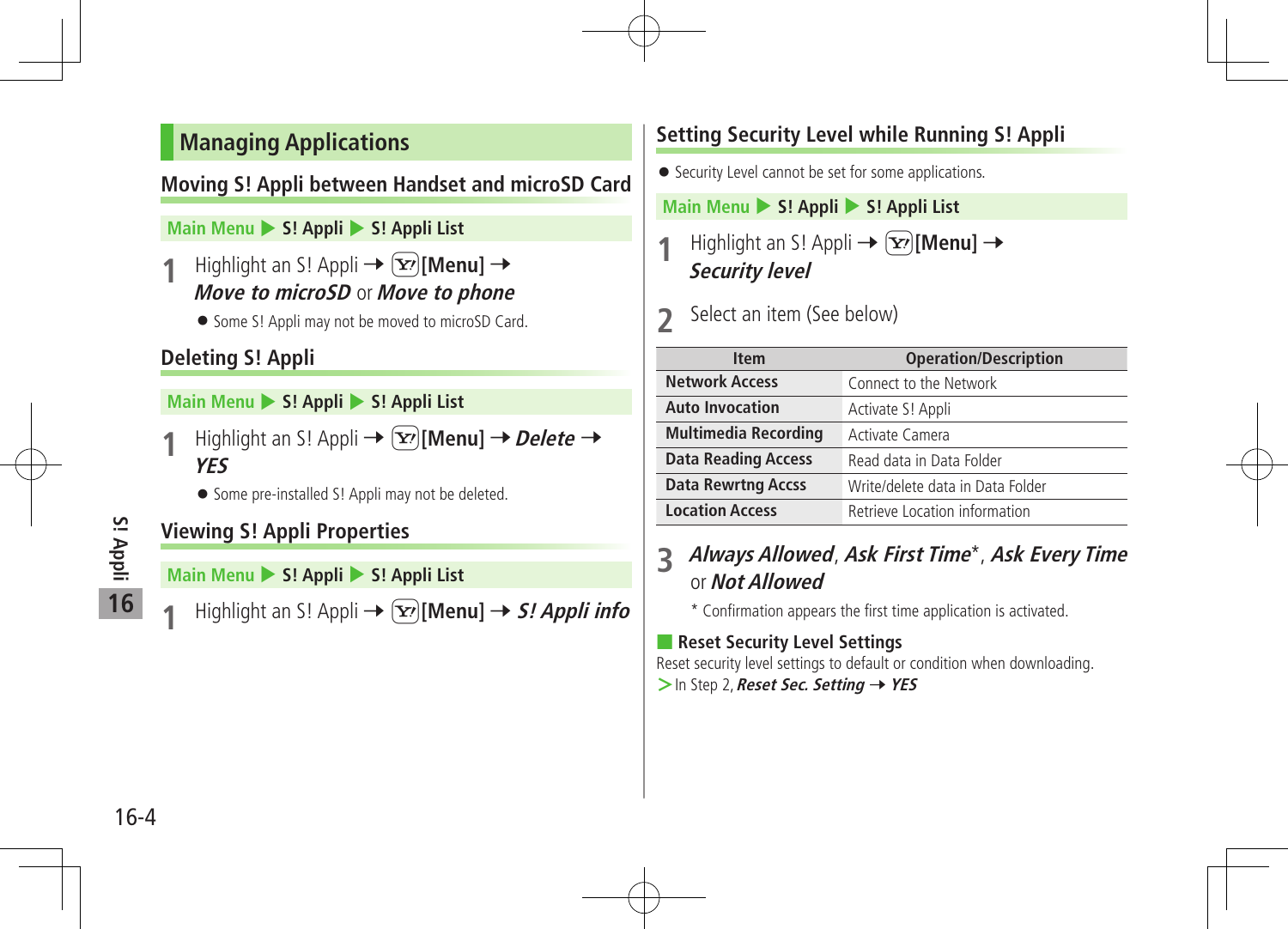## Managing Applications

### Moving S! Appli between Handset and microSD Card

Main Menu ▶ S! Appli ▶ S! Appli List

1 Highlight an S! Appli → [Y!][Menu] → ***Move to microSD*** or ***Move to phone***

- Some S! Appli may not be moved to microSD Card.

### Deleting S! Appli

Main Menu ▶ S! Appli ▶ S! Appli List

1 Highlight an S! Appli → [Y!][Menu] → ***Delete*** → ***YES***

- Some pre-installed S! Appli may not be deleted.

### Viewing S! Appli Properties

Main Menu ▶ S! Appli ▶ S! Appli List

1 Highlight an S! Appli → [Y!][Menu] → ***S! Appli info***

### Setting Security Level while Running S! Appli

- Security Level cannot be set for some applications.

Main Menu ▶ S! Appli ▶ S! Appli List

1 Highlight an S! Appli → [Y!][Menu] → ***Security level***

2 Select an item (See below)

| Item | Operation/Description |
|---|---|
| Network Access | Connect to the Network |
| Auto Invocation | Activate S! Appli |
| Multimedia Recording | Activate Camera |
| Data Reading Access | Read data in Data Folder |
| Data Rewrtng Accss | Write/delete data in Data Folder |
| Location Access | Retrieve Location information |

3 ***Always Allowed***, ***Ask First Time****, ***Ask Every Time*** or ***Not Allowed***

* Confirmation appears the first time application is activated.

**Reset Security Level Settings**

Reset security level settings to default or condition when downloading.

> In Step 2, ***Reset Sec. Setting*** → ***YES***